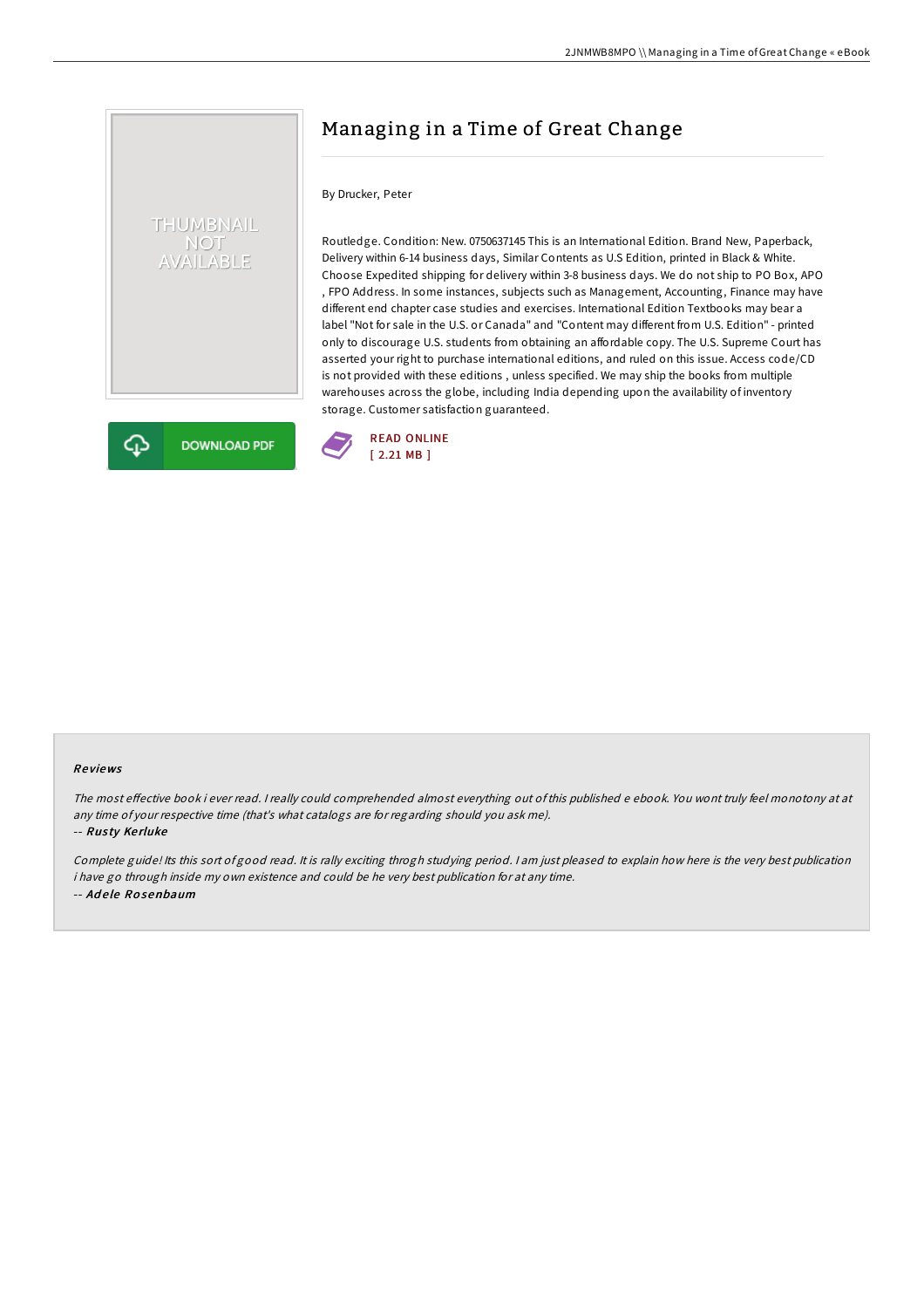THUMBNAIL NOT AVAILABLE

# Managing in a Time of Great Change

By Drucker, Peter

Routledge. Condition: New. 0750637145 This is an International Edition. Brand New, Paperback, Delivery within 6-14 business days, Similar Contents as U.S Edition, printed in Black & White. Choose Expedited shipping for delivery within 3-8 business days. We do not ship to PO Box, APO , FPO Address. In some instances, subjects such as Management, Accounting, Finance may have different end chapter case studies and exercises. International Edition Textbooks may bear a label "Not for sale in the U.S. or Canada" and "Content may different from U.S. Edition" - printed only to discourage U.S. students from obtaining an affordable copy. The U.S. Supreme Court has asserted your right to purchase international editions, and ruled on this issue. Access code/CD is not provided with these editions , unless specified. We may ship the books from multiple warehouses across the globe, including India depending upon the availability of inventory storage. Customer satisfaction guaranteed.

DOWNLOAD PDF

READ ONLINE
[ 2.21 MB ]

## Reviews

*The most effective book i ever read. I really could comprehended almost everything out of this published e ebook. You wont truly feel monotony at at any time of your respective time (that's what catalogs are for regarding should you ask me).*

-- ***Rusty Kerluke***

*Complete guide! Its this sort of good read. It is rally exciting throgh studying period. I am just pleased to explain how here is the very best publication i have go through inside my own existence and could be he very best publication for at any time.*

-- ***Adele Rosenbaum***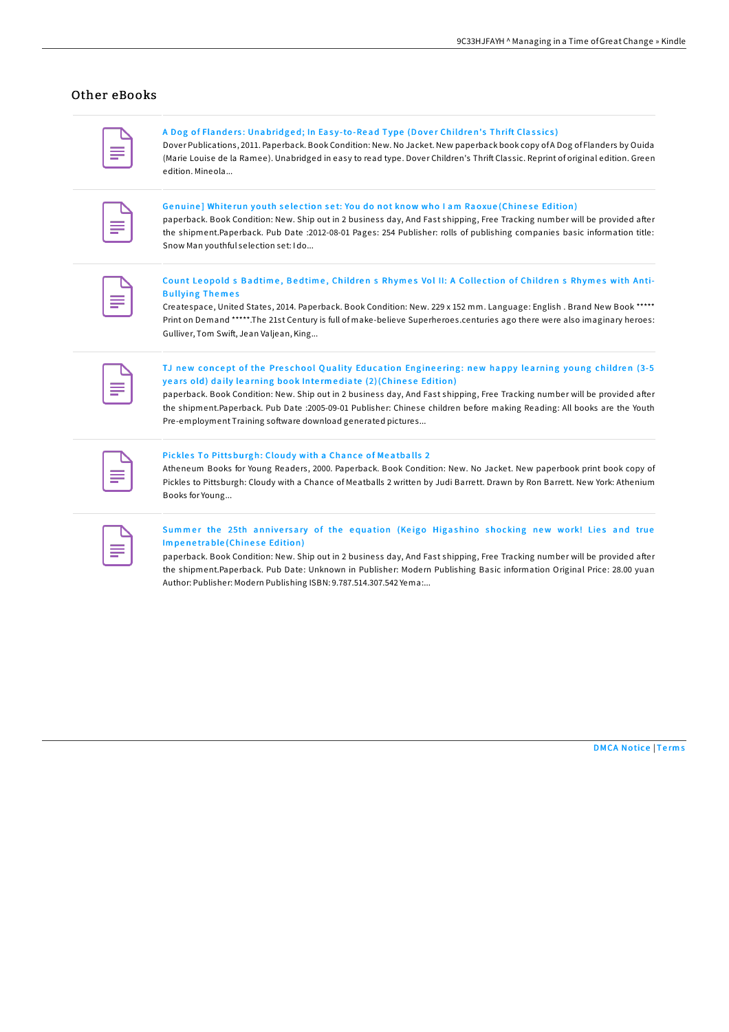## Other eBooks

**A Dog of Flanders: Unabridged; In Easy-to-Read Type (Dover Children's Thrift Classics)**

Dover Publications, 2011. Paperback. Book Condition: New. No Jacket. New paperback book copy of A Dog of Flanders by Ouida (Marie Louise de la Ramee). Unabridged in easy to read type. Dover Children's Thrift Classic. Reprint of original edition. Green edition. Mineola...

**Genuine] Whiterun youth selection set: You do not know who I am Raoxue(Chinese Edition)**

paperback. Book Condition: New. Ship out in 2 business day, And Fast shipping, Free Tracking number will be provided after the shipment.Paperback. Pub Date :2012-08-01 Pages: 254 Publisher: rolls of publishing companies basic information title: Snow Man youthful selection set: I do...

**Count Leopold s Badtime, Bedtime, Children s Rhymes Vol II: A Collection of Children s Rhymes with Anti-Bullying Themes**

Createspace, United States, 2014. Paperback. Book Condition: New. 229 x 152 mm. Language: English . Brand New Book ***** Print on Demand *****.The 21st Century is full of make-believe Superheroes.centuries ago there were also imaginary heroes: Gulliver, Tom Swift, Jean Valjean, King...

**TJ new concept of the Preschool Quality Education Engineering: new happy learning young children (3-5 years old) daily learning book Intermediate (2)(Chinese Edition)**

paperback. Book Condition: New. Ship out in 2 business day, And Fast shipping, Free Tracking number will be provided after the shipment.Paperback. Pub Date :2005-09-01 Publisher: Chinese children before making Reading: All books are the Youth Pre-employment Training software download generated pictures...

**Pickles To Pittsburgh: Cloudy with a Chance of Meatballs 2**

Atheneum Books for Young Readers, 2000. Paperback. Book Condition: New. No Jacket. New paperbook print book copy of Pickles to Pittsburgh: Cloudy with a Chance of Meatballs 2 written by Judi Barrett. Drawn by Ron Barrett. New York: Athenium Books for Young...

**Summer the 25th anniversary of the equation (Keigo Higashino shocking new work! Lies and true Impenetrable(Chinese Edition)**

paperback. Book Condition: New. Ship out in 2 business day, And Fast shipping, Free Tracking number will be provided after the shipment.Paperback. Pub Date: Unknown in Publisher: Modern Publishing Basic information Original Price: 28.00 yuan Author: Publisher: Modern Publishing ISBN: 9.787.514.307.542 Yema:...